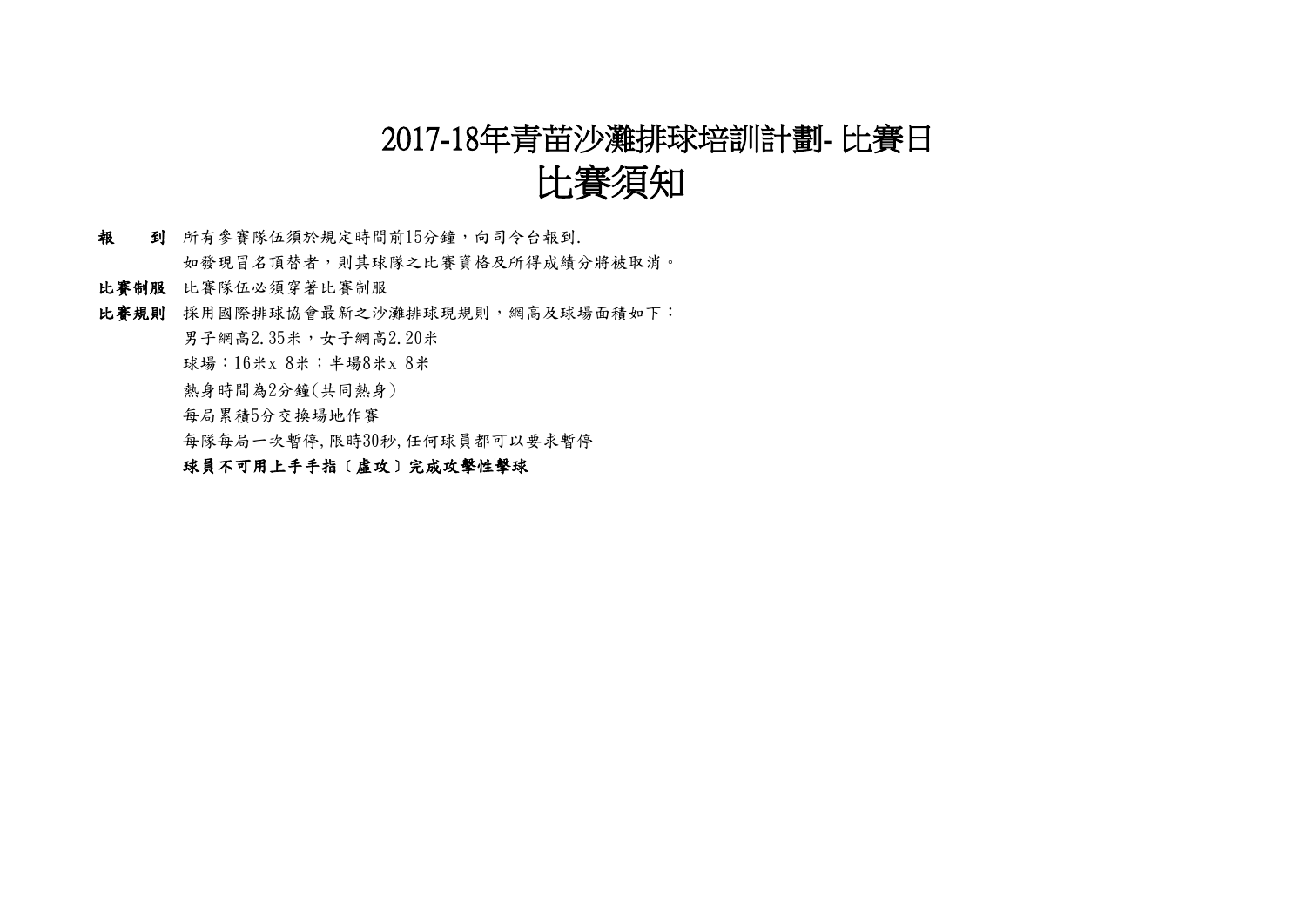# 2017-18年青苗沙灘排球培訓計劃- 比賽日
# 比賽須知

**報　　到**　所有參賽隊伍須於規定時間前15分鐘，向司令台報到.

如發現冒名頂替者，則其球隊之比賽資格及所得成績分將被取消。

**比賽制服**　比賽隊伍必須穿著比賽制服

**比賽規則**　採用國際排球協會最新之沙灘排球現規則，網高及球場面積如下：

男子網高2.35米，女子網高2.20米

球場：16米x 8米；半場8米x 8米

熱身時間為2分鐘(共同熱身)

每局累積5分交換場地作賽

每隊每局一次暫停,限時30秒,任何球員都可以要求暫停

**球員不可用上手手指〔虛攻〕完成攻擊性擊球**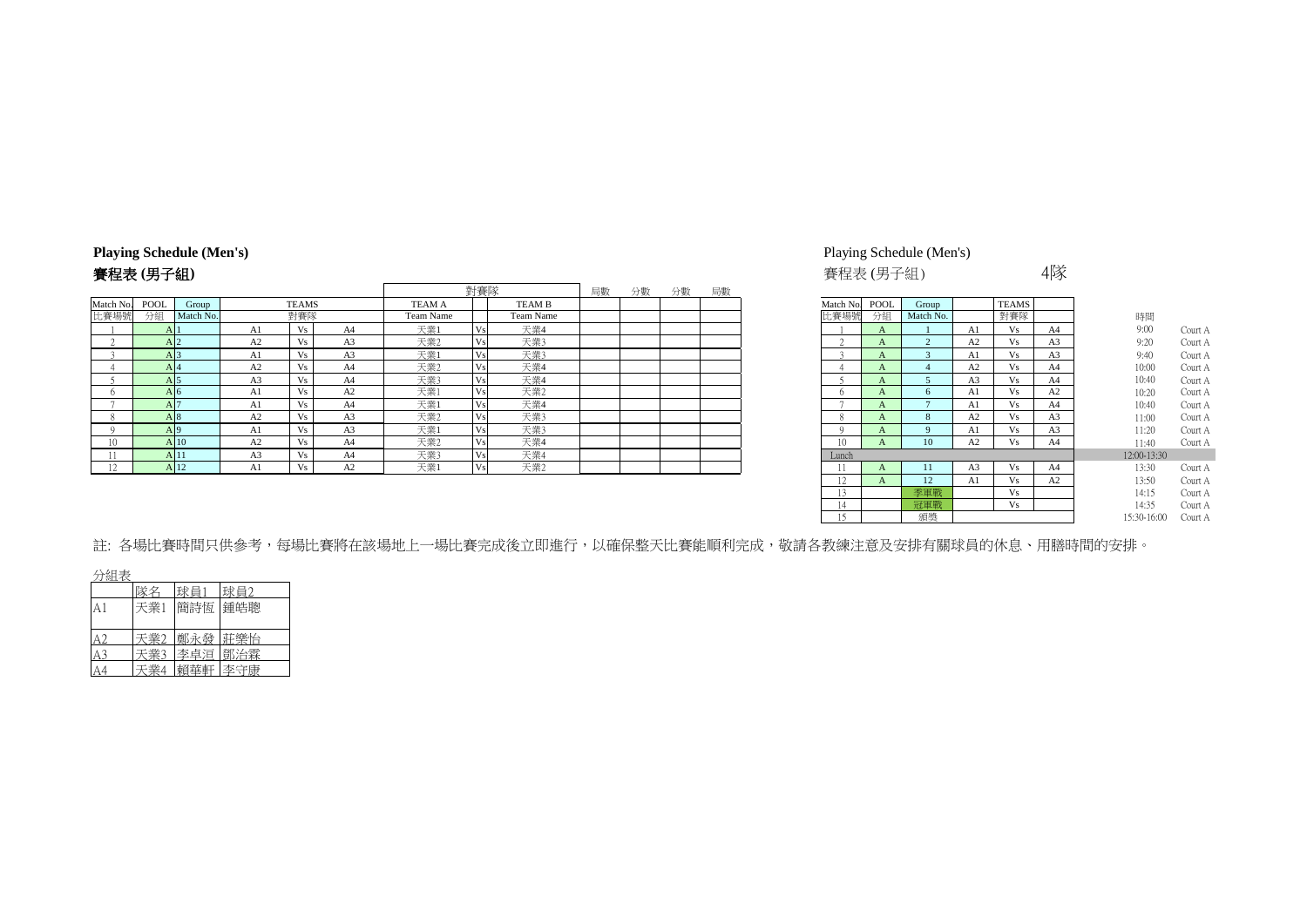**Playing Schedule (Men's)**

**賽程表 (男子組)**

| Match No. 比賽場號 | POOL 分組 | Group Match No. | TEAMS 對賽隊 | | | TEAM A Team Name | 對賽隊 | TEAM B Team Name | 局數 | 分數 | 分數 | 局數 |
|---|---|---|---|---|---|---|---|---|---|---|---|---|
| 1 | A | 1 | A1 | Vs | A4 | 天業1 | Vs | 天業4 | | | | |
| 2 | A | 2 | A2 | Vs | A3 | 天業2 | Vs | 天業3 | | | | |
| 3 | A | 3 | A1 | Vs | A3 | 天業1 | Vs | 天業3 | | | | |
| 4 | A | 4 | A2 | Vs | A4 | 天業2 | Vs | 天業4 | | | | |
| 5 | A | 5 | A3 | Vs | A4 | 天業3 | Vs | 天業4 | | | | |
| 6 | A | 6 | A1 | Vs | A2 | 天業1 | Vs | 天業2 | | | | |
| 7 | A | 7 | A1 | Vs | A4 | 天業1 | Vs | 天業4 | | | | |
| 8 | A | 8 | A2 | Vs | A3 | 天業2 | Vs | 天業3 | | | | |
| 9 | A | 9 | A1 | Vs | A3 | 天業1 | Vs | 天業3 | | | | |
| 10 | A | 10 | A2 | Vs | A4 | 天業2 | Vs | 天業4 | | | | |
| 11 | A | 11 | A3 | Vs | A4 | 天業3 | Vs | 天業4 | | | | |
| 12 | A | 12 | A1 | Vs | A2 | 天業1 | Vs | 天業2 | | | | |

Playing Schedule (Men's)

賽程表 (男子組) 4隊

| Match No. 比賽場號 | POOL 分組 | Group Match No. | TEAMS 對賽隊 | | | 時間 | |
|---|---|---|---|---|---|---|---|
| 1 | A | 1 | A1 | Vs | A4 | 9:00 | Court A |
| 2 | A | 2 | A2 | Vs | A3 | 9:20 | Court A |
| 3 | A | 3 | A1 | Vs | A3 | 9:40 | Court A |
| 4 | A | 4 | A2 | Vs | A4 | 10:00 | Court A |
| 5 | A | 5 | A3 | Vs | A4 | 10:40 | Court A |
| 6 | A | 6 | A1 | Vs | A2 | 10:20 | Court A |
| 7 | A | 7 | A1 | Vs | A4 | 10:40 | Court A |
| 8 | A | 8 | A2 | Vs | A3 | 11:00 | Court A |
| 9 | A | 9 | A1 | Vs | A3 | 11:20 | Court A |
| 10 | A | 10 | A2 | Vs | A4 | 11:40 | Court A |
| Lunch | | | | | | 12:00-13:30 | |
| 11 | A | 11 | A3 | Vs | A4 | 13:30 | Court A |
| 12 | A | 12 | A1 | Vs | A2 | 13:50 | Court A |
| 13 | | 季軍戰 | | Vs | | 14:15 | Court A |
| 14 | | 冠軍戰 | | Vs | | 14:35 | Court A |
| 15 | | 頒獎 | | | | 15:30-16:00 | Court A |

註: 各場比賽時間只供參考，每場比賽將在該場地上一場比賽完成後立即進行，以確保整天比賽能順利完成，敬請各教練注意及安排有關球員的休息、用膳時間的安排。

分組表

| | 隊名 | 球員1 | 球員2 |
|---|---|---|---|
| A1 | 天業1 | 簡詩恆 | 鍾皓聰 |
| A2 | 天業2 | 鄺永發 | 莊樂怡 |
| A3 | 天業3 | 李卓洹 | 鄧治霖 |
| A4 | 天業4 | 賴華軒 | 李守康 |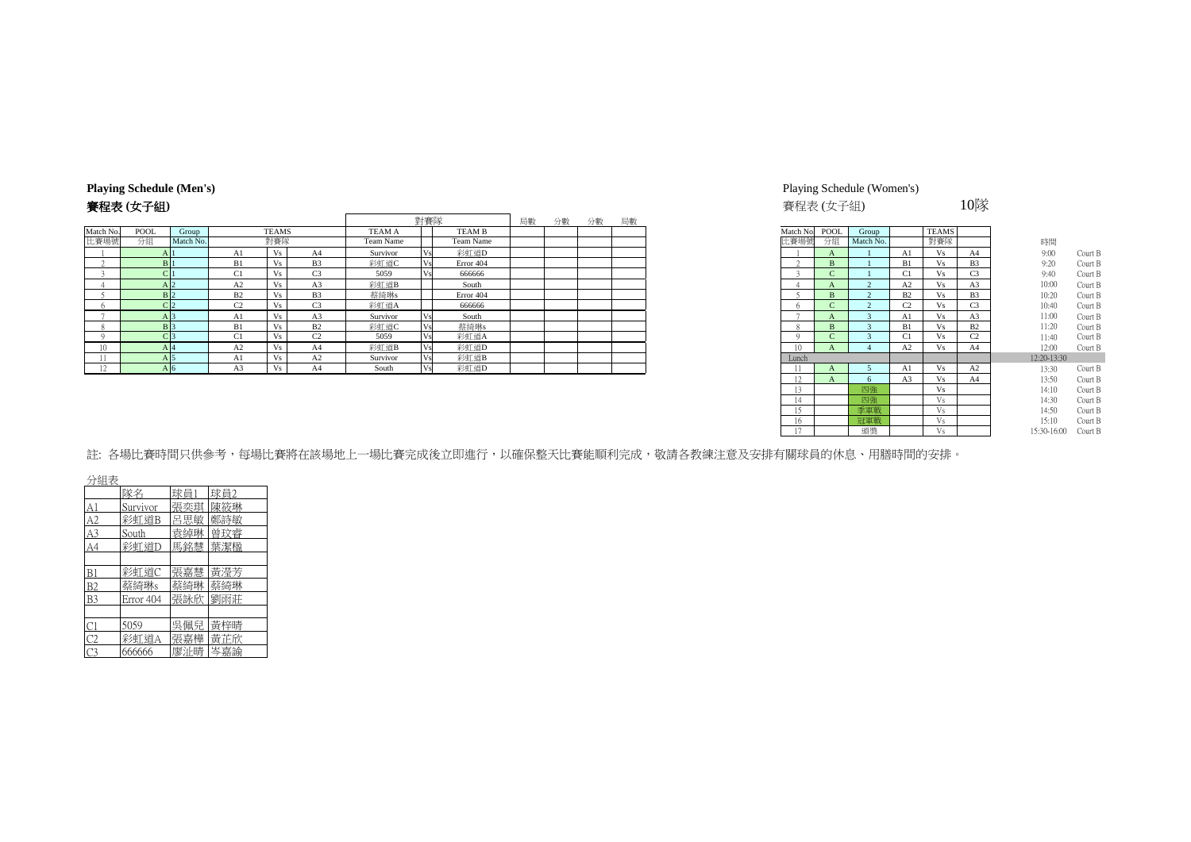**Playing Schedule (Men's)**

**賽程表 (女子組)**

| Match No. | POOL | Group | TEAMS | | | TEAM A | 對賽隊 | TEAM B | 局數 | 分數 | 分數 | 局數 |
|---|---|---|---|---|---|---|---|---|---|---|---|---|
| 比賽場號 | 分組 | Match No. | 對賽隊 | | | Team Name | | Team Name | | | | |
| 1 | A | 1 | A1 | Vs | A4 | Survivor | Vs | 彩虹道D | | | | |
| 2 | B | 1 | B1 | Vs | B3 | 彩虹道C | Vs | Error 404 | | | | |
| 3 | C | 1 | C1 | Vs | C3 | 5059 | Vs | 666666 | | | | |
| 4 | A | 2 | A2 | Vs | A3 | 彩虹道B | | South | | | | |
| 5 | B | 2 | B2 | Vs | B3 | 蔡綺琳s | | Error 404 | | | | |
| 6 | C | 2 | C2 | Vs | C3 | 彩虹道A | | 666666 | | | | |
| 7 | A | 3 | A1 | Vs | A3 | Survivor | Vs | South | | | | |
| 8 | B | 3 | B1 | Vs | B2 | 彩虹道C | Vs | 蔡綺琳s | | | | |
| 9 | C | 3 | C1 | Vs | C2 | 5059 | Vs | 彩虹道A | | | | |
| 10 | A | 4 | A2 | Vs | A4 | 彩虹道B | Vs | 彩虹道D | | | | |
| 11 | A | 5 | A1 | Vs | A2 | Survivor | Vs | 彩虹道B | | | | |
| 12 | A | 6 | A3 | Vs | A4 | South | Vs | 彩虹道D | | | | |

Playing Schedule (Women's)

賽程表 (女子組) 10隊

| Match No | POOL | Group | | TEAMS | | | |
|---|---|---|---|---|---|---|---|
| 比賽場號 | 分組 | Match No. | | 對賽隊 | | 時間 | |
| 1 | A | 1 | A1 | Vs | A4 | 9:00 | Court B |
| 2 | B | 1 | B1 | Vs | B3 | 9:20 | Court B |
| 3 | C | 1 | C1 | Vs | C3 | 9:40 | Court B |
| 4 | A | 2 | A2 | Vs | A3 | 10:00 | Court B |
| 5 | B | 2 | B2 | Vs | B3 | 10:20 | Court B |
| 6 | C | 2 | C2 | Vs | C3 | 10:40 | Court B |
| 7 | A | 3 | A1 | Vs | A3 | 11:00 | Court B |
| 8 | B | 3 | B1 | Vs | B2 | 11:20 | Court B |
| 9 | C | 3 | C1 | Vs | C2 | 11:40 | Court B |
| 10 | A | 4 | A2 | Vs | A4 | 12:00 | Court B |
| Lunch | | | | | | 12:20-13:30 | |
| 11 | A | 5 | A1 | Vs | A2 | 13:30 | Court B |
| 12 | A | 6 | A3 | Vs | A4 | 13:50 | Court B |
| 13 | | 四強 | | Vs | | 14:10 | Court B |
| 14 | | 四強 | | Vs | | 14:30 | Court B |
| 15 | | 季軍戰 | | Vs | | 14:50 | Court B |
| 16 | | 冠軍戰 | | Vs | | 15:10 | Court B |
| 17 | | 頒獎 | | Vs | | 15:30-16:00 | Court B |

註: 各場比賽時間只供參考，每場比賽將在該場地上一場比賽完成後立即進行，以確保整天比賽能順利完成，敬請各教練注意及安排有關球員的休息、用膳時間的安排。

分組表

| | 隊名 | 球員1 | 球員2 |
|---|---|---|---|
| A1 | Survivor | 張奕琪 | 陳筱琳 |
| A2 | 彩虹道B | 呂思敏 | 鄭詩敏 |
| A3 | South | 袁綽琳 | 曾玟睿 |
| A4 | 彩虹道D | 馬銘慧 | 葉潔楹 |
| | | | |
| B1 | 彩虹道C | 張嘉慧 | 黃瀅芳 |
| B2 | 蔡綺琳s | 蔡綺琳 | 蔡綺琳 |
| B3 | Error 404 | 張詠欣 | 劉雨莊 |
| | | | |
| C1 | 5059 | 吳佩兒 | 黃梓晴 |
| C2 | 彩虹道A | 張嘉樺 | 黃芷欣 |
| C3 | 666666 | 廖沚晴 | 岑嘉諭 |